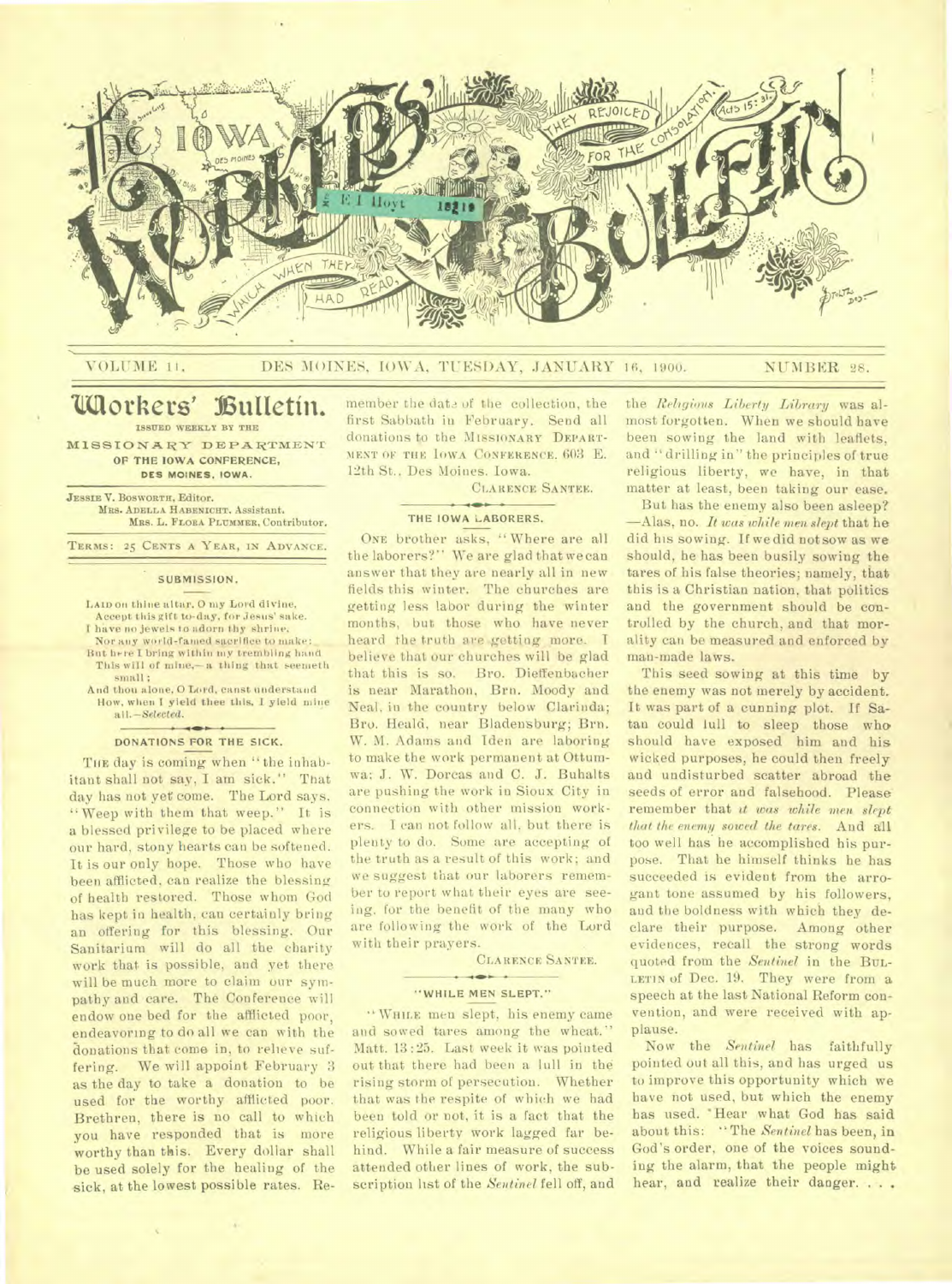# THE IOWA WORKERS' BULLETIN

*They rejoiced for the consolation. Acts 15:31.*

*Which when they had read,*

VOLUME 11. DES MOINES, IOWA, TUESDAY, JANUARY 16, 1900. NUMBER 28.

## Workers' Bulletin.

ISSUED WEEKLY BY THE

MISSIONARY DEPARTMENT OF THE IOWA CONFERENCE, DES MOINES, IOWA.

JESSIE V. BOSWORTH, Editor.
MRS. ADELLA HABENICHT, Assistant.
MRS. L. FLORA PLUMMER, Contributor.

TERMS: 25 CENTS A YEAR, IN ADVANCE.

### SUBMISSION.

LAID on thine altar, O my Lord divine,
Accept this gift to-day, for Jesus' sake.
I have no jewels to adorn thy shrine,
Nor any world-famed sacrifice to make;
But here I bring within my trembling hand
This will of mine,—a thing that seemeth small;
And thou alone, O Lord, canst understand
How, when I yield thee this, I yield mine all.—*Selected.*

### DONATIONS FOR THE SICK.

THE day is coming when "the inhabitant shall not say, I am sick." That day has not yet come. The Lord says, "Weep with them that weep." It is a blessed privilege to be placed where our hard, stony hearts can be softened. It is our only hope. Those who have been afflicted, can realize the blessing of health restored. Those whom God has kept in health, can certainly bring an offering for this blessing. Our Sanitarium will do all the charity work that is possible, and yet there will be much more to claim our sympathy and care. The Conference will endow one bed for the afflicted poor, endeavoring to do all we can with the donations that come in, to relieve suffering. We will appoint February 3 as the day to take a donation to be used for the worthy afflicted poor. Brethren, there is no call to which you have responded that is more worthy than this. Every dollar shall be used solely for the healing of the sick, at the lowest possible rates. Remember the date of the collection, the first Sabbath in February. Send all donations to the MISSIONARY DEPARTMENT OF THE IOWA CONFERENCE, 603 E. 12th St., Des Moines, Iowa.

CLARENCE SANTEE.

### THE IOWA LABORERS.

ONE brother asks, "Where are all the laborers?" We are glad that we can answer that they are nearly all in new fields this winter. The churches are getting less labor during the winter months, but those who have never heard the truth are getting more. I believe that our churches will be glad that this is so. Bro. Dieffenbacher is near Marathon, Brn. Moody and Neal, in the country below Clarinda; Bro. Heald, near Bladensburg; Brn. W. M. Adams and Iden are laboring to make the work permanent at Ottumwa; J. W. Dorcas and C. J. Buhalts are pushing the work in Sioux City in connection with other mission workers. I can not follow all, but there is plenty to do. Some are accepting of the truth as a result of this work; and we suggest that our laborers remember to report what their eyes are seeing, for the benefit of the many who are following the work of the Lord with their prayers.

CLARENCE SANTEE.

### "WHILE MEN SLEPT."

"WHILE men slept, his enemy came and sowed tares among the wheat." Matt. 13:25. Last week it was pointed out that there had been a lull in the rising storm of persecution. Whether that was the respite of which we had been told or not, it is a fact that the religious liberty work lagged far behind. While a fair measure of success attended other lines of work, the subscription list of the *Sentinel* fell off, and the *Religious Liberty Library* was almost forgotten. When we should have been sowing the land with leaflets, and "drilling in" the principles of true religious liberty, we have, in that matter at least, been taking our ease.

But has the enemy also been asleep? —Alas, no. *It was while men slept* that he did his sowing. If we did not sow as we should, he has been busily sowing the tares of his false theories; namely, that this is a Christian nation, that politics and the government should be controlled by the church, and that morality can be measured and enforced by man-made laws.

This seed sowing at this time by the enemy was not merely by accident. It was part of a cunning plot. If Satan could lull to sleep those who should have exposed him and his wicked purposes, he could then freely and undisturbed scatter abroad the seeds of error and falsehood. Please remember that *it was while men slept that the enemy sowed the tares.* And all too well has he accomplished his purpose. That he himself thinks he has succeeded is evident from the arrogant tone assumed by his followers, and the boldness with which they declare their purpose. Among other evidences, recall the strong words quoted from the *Sentinel* in the BULLETIN of Dec. 19. They were from a speech at the last National Reform convention, and were received with applause.

Now the *Sentinel* has faithfully pointed out all this, and has urged us to improve this opportunity which we have not used, but which the enemy has used. Hear what God has said about this: "The *Sentinel* has been, in God's order, one of the voices sounding the alarm, that the people might hear, and realize their danger. . . .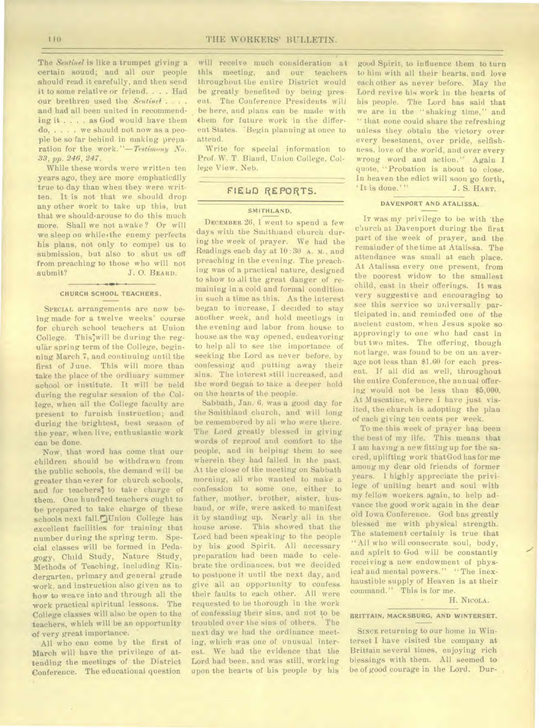The *Sentinel* is like a trumpet giving a certain sound; and all our people should read it carefully, and then send it to some relative or friend. . . . Had our brethren used the *Sentinel* . . . . and had all been united in recommending it . . . . as God would have them do, . . . . we should not now as a people be so far behind in making preparation for the work."—*Testimony No. 33, pp. 246, 247.*

While these words were written ten years ago, they are more emphatically true to-day than when they were written. It is not that we should drop any other work to take up this, but that we should arouse to do this much more. Shall we not awake? Or will we sleep on while the enemy perfects his plans, not only to compel us to submission, but also to shut us off from preaching to those who will not submit?

J. O. BEARD.

### CHURCH SCHOOL TEACHERS.

SPECIAL arrangements are now being made for a twelve weeks' course for church school teachers at Union College. This will be during the regular spring term of the College, beginning March 7, and continuing until the first of June. This will more than take the place of the ordinary summer school or institute. It will be held during the regular session of the College, when all the College faculty are present to furnish instruction; and during the brightest, best season of the year, when live, enthusiastic work can be done.

Now, that word has come that our children should be withdrawn from the public schools, the demand will be greater than ever for church schools, and for teachers to take charge of them. One hundred teachers ought to be prepared to take charge of these schools next fall. Union College has excellent facilities for training that number during the spring term. Special classes will be formed in Pedagogy, Child Study, Nature Study, Methods of Teaching, including Kindergarten, primary and general grade work, and instruction also given as to how to weave into and through all the work practical spiritual lessons. The College classes will also be open to the teachers, which will be an opportunity of very great importance.

All who can come by the first of March will have the privilege of attending the meetings of the District Conference. The educational question will receive much consideration at this meeting, and our teachers throughout the entire District would be greatly benefited by being present. The Conference Presidents will be here, and plans can be made with them for future work in the different States. Begin planning at once to attend.

Write for special information to Prof. W. T. Bland, Union College, College View, Neb.

## FIELD REPORTS.

### SMITHLAND.

DECEMBER 26, I went to spend a few days with the Smithland church during the week of prayer. We had the Readings each day at 10:30 A. M., and preaching in the evening. The preaching was of a practical nature, designed to show to all the great danger of remaining in a cold and formal condition in such a time as this. As the interest began to increase, I decided to stay another week, and hold meetings in the evening and labor from house to house as the way opened, endeavoring to help all to see the importance of seeking the Lord as never before, by confessing and putting away their sins. The interest still increased, and the word began to take a deeper hold on the hearts of the people.

Sabbath, Jan. 6, was a good day for the Smithland church, and will long be remembered by all who were there. The Lord greatly blessed in giving words of reproof and comfort to the people, and in helping them to see wherein they had failed in the past. At the close of the meeting on Sabbath morning, all who wanted to make a confession to some one, either to father, mother, brother, sister, husband, or wife, were asked to manifest it by standing up. Nearly all in the house arose. This showed that the Lord had been speaking to the people by his good Spirit. All necessary preparation had been made to celebrate the ordinances, but we decided to postpone it until the next day, and give all an opportunity to confess their faults to each other. All were requested to be thorough in the work of confessing their sins, and not to be troubled over the sins of others. The next day we had the ordinance meeting, which was one of unusual interest. We had the evidence that the Lord had been, and was still, working upon the hearts of his people by his good Spirit, to influence them to turn to him with all their hearts, and love each other as never before. May the Lord revive his work in the hearts of his people. The Lord has said that we are in the "shaking time," and "that none could share the refreshing unless they obtain the victory over every besetment, over pride, selfishness, love of the world, and over every wrong word and action." Again I quote, "Probation is about to close. In heaven the edict will soon go forth, 'It is done.'"

J. S. HART.

### DAVENPORT AND ATALISSA.

IT was my privilege to be with the church at Davenport during the first part of the week of prayer, and the remainder of the time at Atalissa. The attendance was small at each place. At Atalissa every one present, from the poorest widow to the smallest child, cast in their offerings. It was very suggestive and encouraging to see this service so universally participated in, and reminded one of the ancient custom, when Jesus spoke so approvingly to one who had cast in but two mites. The offering, though not large, was found to be on an average not less than \$1.60 for each present. If all did as well, throughout the entire Conference, the annual offering would not be less than \$5,000. At Muscatine, where I have just visited, the church is adopting the plan of each giving ten cents per week.

To me this week of prayer has been the best of my life. This means that I am having a new fitting up for the sacred, uplifting work that God has for me among my dear old friends of former years. I highly appreciate the privilege of uniting heart and soul with my fellow workers again, to help advance the good work again in the dear old Iowa Conference. God has greatly blessed me with physical strength. The statement certainly is true that "All who will consecrate soul, body, and spirit to God will be constantly receiving a new endowment of physical and mental powers." "The inexhaustible supply of Heaven is at their command." This is for me.

H. NICOLA.

### BRITTAIN, MACKSBURG, AND WINTERSET.

SINCE returning to our home in Winterset I have visited the company at Brittain several times, enjoying rich blessings with them. All seemed to be of good courage in the Lord. Dur-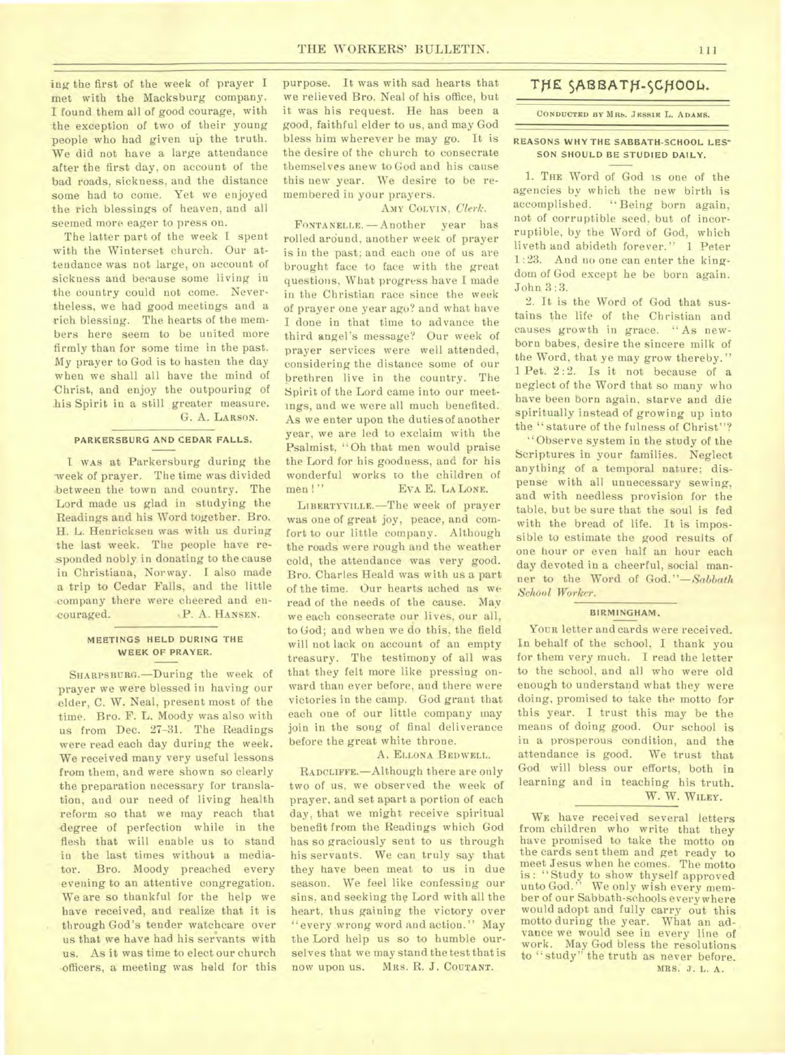ing the first of the week of prayer I met with the Macksburg company. I found them all of good courage, with the exception of two of their young people who had given up the truth. We did not have a large attendance after the first day, on account of the bad roads, sickness, and the distance some had to come. Yet we enjoyed the rich blessings of heaven, and all seemed more eager to press on.

The latter part of the week I spent with the Winterset church. Our attendance was not large, on account of sickness and because some living in the country could not come. Nevertheless, we had good meetings and a rich blessing. The hearts of the members here seem to be united more firmly than for some time in the past. My prayer to God is to hasten the day when we shall all have the mind of Christ, and enjoy the outpouring of his Spirit in a still greater measure.

G. A. LARSON.

### PARKERSBURG AND CEDAR FALLS.

I WAS at Parkersburg during the week of prayer. The time was divided between the town and country. The Lord made us glad in studying the Readings and his Word together. Bro. H. L. Henricksen was with us during the last week. The people have responded nobly in donating to the cause in Christiana, Norway. I also made a trip to Cedar Falls, and the little company there were cheered and encouraged.

P. A. HANSEN.

### MEETINGS HELD DURING THE WEEK OF PRAYER.

SHARPSBURG.—During the week of prayer we were blessed in having our elder, C. W. Neal, present most of the time. Bro. F. L. Moody was also with us from Dec. 27-31. The Readings were read each day during the week. We received many very useful lessons from them, and were shown so clearly the preparation necessary for translation, and our need of living health reform so that we may reach that degree of perfection while in the flesh that will enable us to stand in the last times without a mediator. Bro. Moody preached every evening to an attentive congregation. We are so thankful for the help we have received, and realize that it is through God's tender watchcare over us that we have had his servants with us. As it was time to elect our church officers, a meeting was held for this purpose. It was with sad hearts that we relieved Bro. Neal of his office, but it was his request. He has been a good, faithful elder to us, and may God bless him wherever he may go. It is the desire of the church to consecrate themselves anew to God and his cause this new year. We desire to be remembered in your prayers.

AMY COLVIN, *Clerk.*

FONTANELLE.—Another year has rolled around, another week of prayer is in the past; and each one of us are brought face to face with the great questions, What progress have I made in the Christian race since the week of prayer one year ago? and what have I done in that time to advance the third angel's message? Our week of prayer services were well attended, considering the distance some of our brethren live in the country. The Spirit of the Lord came into our meetings, and we were all much benefited. As we enter upon the duties of another year, we are led to exclaim with the Psalmist, "Oh that men would praise the Lord for his goodness, and for his wonderful works to the children of men!"

EVA E. LA LONE.

LIBERTYVILLE.—The week of prayer was one of great joy, peace, and comfort to our little company. Although the roads were rough and the weather cold, the attendance was very good. Bro. Charles Heald was with us a part of the time. Our hearts ached as we read of the needs of the cause. May we each consecrate our lives, our all, to God; and when we do this, the field will not lack on account of an empty treasury. The testimony of all was that they felt more like pressing onward than ever before, and there were victories in the camp. God grant that each one of our little company may join in the song of final deliverance before the great white throne.

A. ELLONA BEDWELL.

RADCLIFFE.—Although there are only two of us, we observed the week of prayer, and set apart a portion of each day, that we might receive spiritual benefit from the Readings which God has so graciously sent to us through his servants. We can truly say that they have been meat to us in due season. We feel like confessing our sins, and seeking the Lord with all the heart, thus gaining the victory over "every wrong word and action." May the Lord help us so to humble ourselves that we may stand the test that is now upon us.

MRS. R. J. COUTANT.

## THE SABBATH-SCHOOL.

CONDUCTED BY MRS. JESSIE L. ADAMS.

### REASONS WHY THE SABBATH-SCHOOL LESSON SHOULD BE STUDIED DAILY.

1. THE Word of God is one of the agencies by which the new birth is accomplished. "Being born again, not of corruptible seed, but of incorruptible, by the Word of God, which liveth and abideth forever." 1 Peter 1:23. And no one can enter the kingdom of God except he be born again. John 3:3.

2. It is the Word of God that sustains the life of the Christian and causes growth in grace. "As newborn babes, desire the sincere milk of the Word, that ye may grow thereby." 1 Pet. 2:2. Is it not because of a neglect of the Word that so many who have been born again, starve and die spiritually instead of growing up into the "stature of the fulness of Christ"?

"Observe system in the study of the Scriptures in your families. Neglect anything of a temporal nature; dispense with all unnecessary sewing, and with needless provision for the table, but be sure that the soul is fed with the bread of life. It is impossible to estimate the good results of one hour or even half an hour each day devoted in a cheerful, social manner to the Word of God."—*Sabbath School Worker.*

### BIRMINGHAM.

YOUR letter and cards were received. In behalf of the school, I thank you for them very much. I read the letter to the school, and all who were old enough to understand what they were doing, promised to take the motto for this year. I trust this may be the means of doing good. Our school is in a prosperous condition, and the attendance is good. We trust that God will bless our efforts, both in learning and in teaching his truth.

W. W. WILEY.

WE have received several letters from children who write that they have promised to take the motto on the cards sent them and get ready to meet Jesus when he comes. The motto is: "Study to show thyself approved unto God." We only wish every member of our Sabbath-schools everywhere would adopt and fully carry out this motto during the year. What an advance we would see in every line of work. May God bless the resolutions to "study" the truth as never before.

MRS. J. L. A.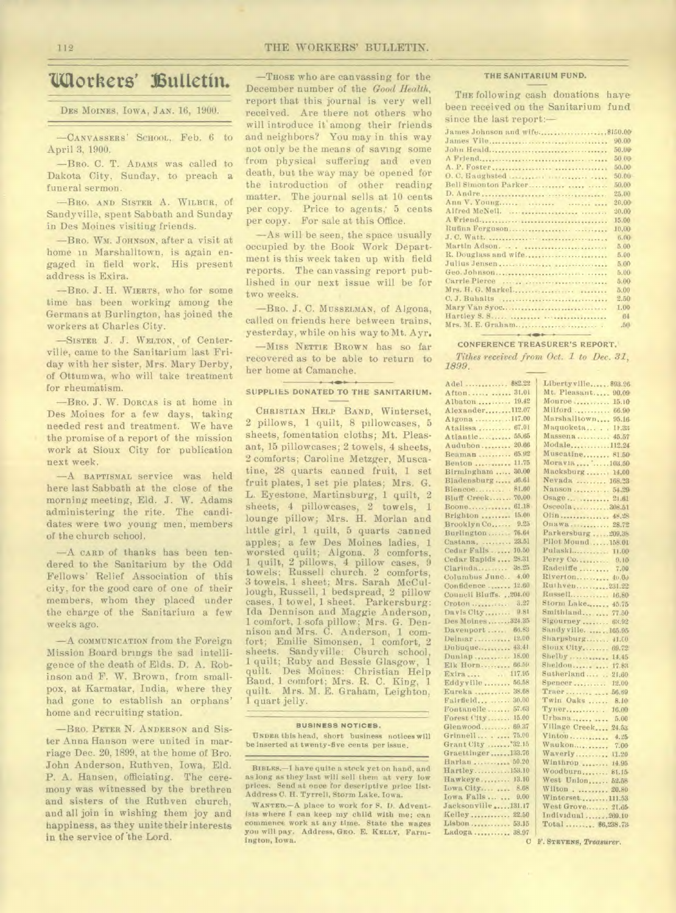# Workers' Bulletin.

DES MOINES, IOWA, JAN. 16, 1900.

—CANVASSERS' SCHOOL, Feb. 6 to April 3, 1900.

—BRO. C. T. ADAMS was called to Dakota City, Sunday, to preach a funeral sermon.

—BRO. AND SISTER A. WILBUR, of Sandyville, spent Sabbath and Sunday in Des Moines visiting friends.

—BRO. WM. JOHNSON, after a visit at home in Marshalltown, is again engaged in field work. His present address is Exira.

—BRO. J. H. WIERTS, who for some time has been working among the Germans at Burlington, has joined the workers at Charles City.

—SISTER J. J. WELTON, of Centerville, came to the Sanitarium last Friday with her sister, Mrs. Mary Derby, of Ottumwa, who will take treatment for rheumatism.

—BRO. J. W. DORCAS is at home in Des Moines for a few days, taking needed rest and treatment. We have the promise of a report of the mission work at Sioux City for publication next week.

—A BAPTISMAL service was held here last Sabbath at the close of the morning meeting, Eld. J. W. Adams administering the rite. The candidates were two young men, members of the church school.

—A CARD of thanks has been tendered to the Sanitarium by the Odd Fellows' Relief Association of this city, for the good care of one of their members, whom they placed under the charge of the Sanitarium a few weeks ago.

—A COMMUNICATION from the Foreign Mission Board brings the sad intelligence of the death of Elds. D. A. Robinson and F. W. Brown, from smallpox, at Karmatar, India, where they had gone to establish an orphans' home and recruiting station.

—BRO. PETER N. ANDERSON and Sister Anna Hanson were united in marriage Dec. 20, 1899, at the home of Bro. John Anderson, Ruthven, Iowa, Eld. P. A. Hansen, officiating. The ceremony was witnessed by the brethren and sisters of the Ruthven church, and all join in wishing them joy and happiness, as they unite their interests in the service of the Lord.

—THOSE who are canvassing for the December number of the *Good Health*, report that this journal is very well received. Are there not others who will introduce it among their friends and neighbors? You may in this way not only be the means of saving some from physical suffering and even death, but the way may be opened for the introduction of other reading matter. The journal sells at 10 cents per copy. Price to agents, 5 cents per copy. For sale at this Office.

—As will be seen, the space usually occupied by the Book Work Department is this week taken up with field reports. The canvassing report published in our next issue will be for two weeks.

—BRO. J. C. MUSSELMAN, of Algona, called on friends here between trains, yesterday, while on his way to Mt. Ayr.

—MISS NETTIE BROWN has so far recovered as to be able to return to her home at Camanche.

## SUPPLIES DONATED TO THE SANITARIUM.

CHRISTIAN HELP BAND, Winterset, 2 pillows, 1 quilt, 8 pillowcases, 5 sheets, fomentation cloths; Mt. Pleasant, 15 pillowcases; 2 towels, 4 sheets, 2 comforts; Caroline Metzger, Muscatine, 28 quarts canned fruit, 1 set fruit plates, 1 set pie plates; Mrs. G. L. Eyestone, Martinsburg, 1 quilt, 2 sheets, 4 pillowcases, 2 towels, 1 lounge pillow; Mrs. H. Morlan and little girl, 1 quilt, 5 quarts canned apples; a few Des Moines ladies, 1 worsted quilt; Algona, 3 comforts, 1 quilt, 2 pillows, 4 pillow cases, 9 towels; Russell church, 2 comforts, 3 towels, 1 sheet; Mrs. Sarah McCullough, Russell, 1 bedspread, 2 pillow cases, 1 towel, 1 sheet. Parkersburg: Ida Dennison and Maggie Anderson, 1 comfort, 1 sofa pillow; Mrs. G. Dennison and Mrs. C. Anderson, 1 comfort; Emilie Simonsen, 1 comfort, 2 sheets. Sandyville: Church school, 1 quilt; Ruby and Bessie Glasgow, 1 quilt. Des Moines: Christian Help Band, 1 comfort; Mrs. R. C. King, 1 quilt. Mrs. M. E. Graham, Leighton, 1 quart jelly.

## BUSINESS NOTICES.

UNDER this head, short business notices will be inserted at twenty-five cents per issue.

BIBLES.—I have quite a stock yet on hand, and as long as they last will sell them at very low prices. Send at once for descriptive price list. Address C. H. Tyrrell, Storm Lake, Iowa.

WANTED.—A place to work for S. D. Adventists where I can keep my child with me; can commence work at any time. State the wages you will pay. Address, GEO. E. KELLY, Farmington, Iowa.

## THE SANITARIUM FUND.

THE following cash donations have been received on the Sanitarium fund since the last report:—

| | |
|---|---|
| James Johnson and wife | $150.00 |
| James Vile | 90.00 |
| John Heald | 50.00 |
| A Friend | 50.00 |
| A. P. Foster | 50.00 |
| O. C. Baughsted | 50.00 |
| Bell Simonton Parker | 50.00 |
| D. Andre | 25.00 |
| Ann V. Young | 20.00 |
| Alfred McNeil | 20.00 |
| A Friend | 15.00 |
| Rufina Ferguson | 10.00 |
| J. C. Watt | 6.00 |
| Martin Adson | 5.00 |
| R. Douglass and wife | 5.00 |
| Julius Jensen | 5.00 |
| Geo. Johnson | 5.00 |
| Carrie Pierce | 5.00 |
| Mrs. H. G. Markel | 5.00 |
| C. J. Buhalts | 2.50 |
| Mary Van Syoc | 1.00 |
| Hartley S. S. | 64 |
| Mrs. M. E. Graham | .50 |

## CONFERENCE TREASURER'S REPORT.

*Tithes received from Oct. 1 to Dec. 31, 1899.*

| | | | |
|---|---|---|---|
| Adel | $82.22 | Libertyville | $93.26 |
| Afton | 31.01 | Mt. Pleasant | 90.09 |
| Albaton | 19.42 | Monroe | 15.10 |
| Alexander | 112.07 | Milford | 66.90 |
| Algona | 117.00 | Marshalltown | 95.16 |
| Atalissa | 67.01 | Maquoketa | 11.33 |
| Atlantic | 55.65 | Massena | 45.57 |
| Audubon | 20.66 | Modale | 112.24 |
| Beaman | 65.92 | Muscatine | 81.50 |
| Benton | 11.75 | Moravia | 103.50 |
| Birmingham | 30.00 | Macksburg | 14.00 |
| Bladensburg | 36.61 | Nevada | 168.23 |
| Blencoe | 81.60 | Nanson | 54.29 |
| Bluff Creek | 70.00 | Osage | 21.61 |
| Boone | 61.18 | Osceola | 308.51 |
| Brighton | 15.00 | Olin | 48.28 |
| Brooklyn Co. | 9.25 | Onawa | 28.72 |
| Burlington | 76.64 | Parkersburg | 209.38 |
| Castana | 23.51 | Pilot Mound | 158.01 |
| Cedar Falls | 10.50 | Pulaski | 11.00 |
| Cedar Rapids | 28.31 | Perry Co. | 9.10 |
| Clarinda | 38.25 | Radcliffe | 7.00 |
| Columbus Junc. | 4.00 | Riverton | 40.00 |
| Confidence | 12.60 | Ruthven | 231.22 |
| Council Bluffs | 204.00 | Russell | 16.80 |
| Croton | 3.27 | Storm Lake | 45.75 |
| Davis City | 9.81 | Smithland | 77.50 |
| Des Moines | 324.35 | Sigourney | 63.92 |
| Davenport | 60.83 | Sandyville | 165.95 |
| Delmar | 12.00 | Sharpsburg | 41.00 |
| Dubuque | 43.41 | Sioux City | 69.72 |
| Dunlap | 18.00 | Shelby | 14.45 |
| Elk Horn | 66.50 | Sheldon | 17.83 |
| Exira | 117.95 | Sutherland | 21.60 |
| Eddyville | 56.58 | Spencer | 12.00 |
| Eureka | 38.08 | Traer | 56.69 |
| Fairfield | 30.00 | Twin Oaks | 8.10 |
| Fontanelle | 57.63 | Tyner | 16.00 |
| Forest City | 15.00 | Urbana | 5.00 |
| Glenwood | 89.37 | Village Creek | 24.53 |
| Grinnell | 75.00 | Vinton | 4.25 |
| Grant City | 32.15 | Waukon | 7.00 |
| Graettinger | 133.76 | Waverly | 11.20 |
| Harlan | 50.20 | Winthrop | 14.95 |
| Hartley | 153.10 | Woodburn | 81.15 |
| Hawkeye | 13.10 | West Union | 52.58 |
| Iowa City | 8.68 | Wilton | 20.80 |
| Iowa Falls | 9.00 | Winterset | 111.53 |
| Jacksonville | 131.17 | West Grove | 21.65 |
| Kelley | 22.50 | Individual | 269.10 |
| Lisbon | 53.15 | Total | $6,238.73 |
| Ladoga | 38.97 | | |

C F. STEVENS, *Treasurer.*